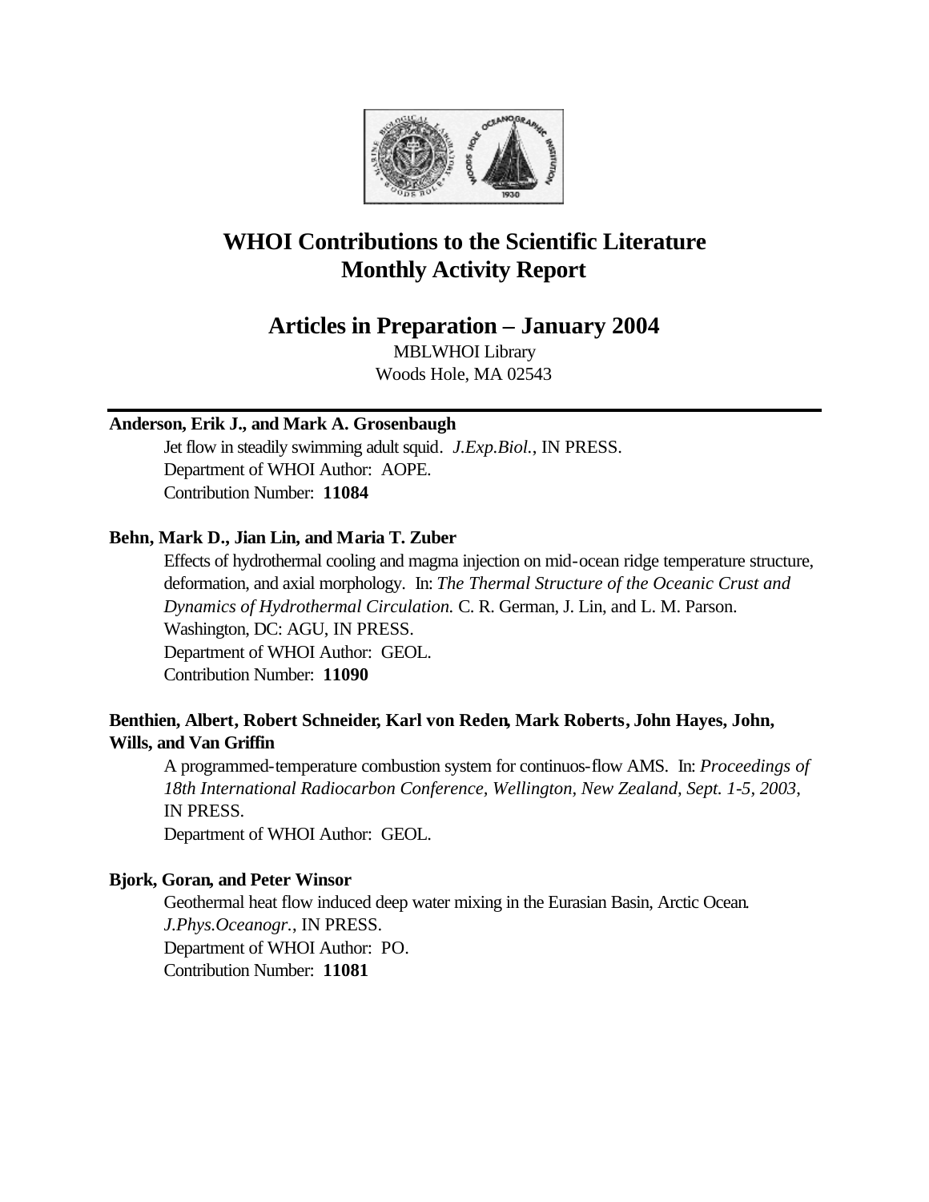# WHOI Contributions to the Scientific Literature
# Monthly Activity Report

## Articles in Preparation – January 2004

MBLWHOI Library
Woods Hole, MA 02543

---

**Anderson, Erik J., and Mark A. Grosenbaugh**

Jet flow in steadily swimming adult squid. *J.Exp.Biol.*, IN PRESS.
Department of WHOI Author: AOPE.
Contribution Number: **11084**

**Behn, Mark D., Jian Lin, and Maria T. Zuber**

Effects of hydrothermal cooling and magma injection on mid-ocean ridge temperature structure, deformation, and axial morphology. In: *The Thermal Structure of the Oceanic Crust and Dynamics of Hydrothermal Circulation.* C. R. German, J. Lin, and L. M. Parson. Washington, DC: AGU, IN PRESS.
Department of WHOI Author: GEOL.
Contribution Number: **11090**

**Benthien, Albert, Robert Schneider, Karl von Reden, Mark Roberts, John Hayes, John, Wills, and Van Griffin**

A programmed-temperature combustion system for continuos-flow AMS. In: *Proceedings of 18th International Radiocarbon Conference, Wellington, New Zealand, Sept. 1-5, 2003*, IN PRESS.
Department of WHOI Author: GEOL.

**Bjork, Goran, and Peter Winsor**

Geothermal heat flow induced deep water mixing in the Eurasian Basin, Arctic Ocean. *J.Phys.Oceanogr.*, IN PRESS.
Department of WHOI Author: PO.
Contribution Number: **11081**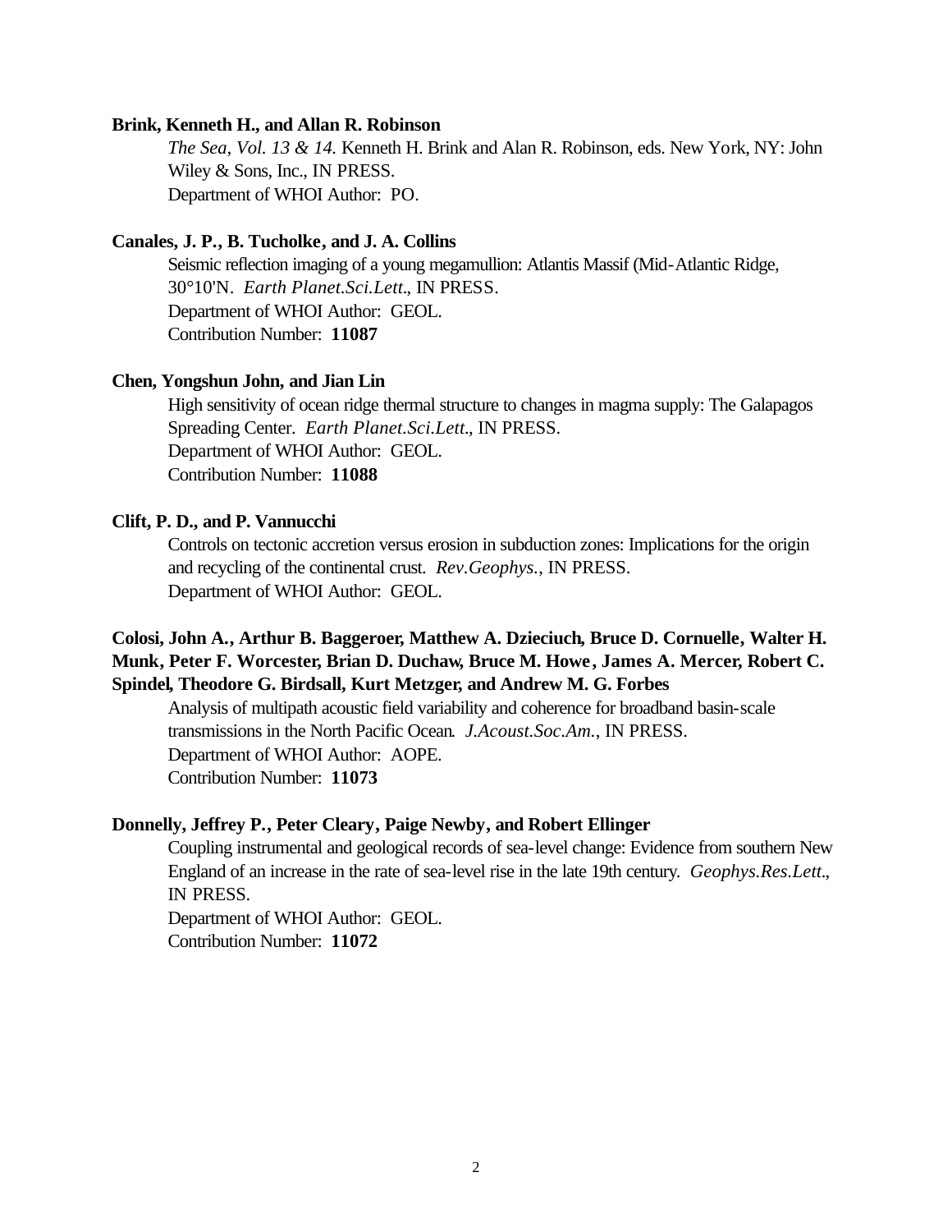**Brink, Kenneth H., and Allan R. Robinson**

*The Sea, Vol. 13 & 14.* Kenneth H. Brink and Alan R. Robinson, eds. New York, NY: John Wiley & Sons, Inc., IN PRESS.
Department of WHOI Author: PO.

**Canales, J. P., B. Tucholke, and J. A. Collins**

Seismic reflection imaging of a young megamullion: Atlantis Massif (Mid-Atlantic Ridge, 30°10'N. *Earth Planet.Sci.Lett.*, IN PRESS.
Department of WHOI Author: GEOL.
Contribution Number: **11087**

**Chen, Yongshun John, and Jian Lin**

High sensitivity of ocean ridge thermal structure to changes in magma supply: The Galapagos Spreading Center. *Earth Planet.Sci.Lett.*, IN PRESS.
Department of WHOI Author: GEOL.
Contribution Number: **11088**

**Clift, P. D., and P. Vannucchi**

Controls on tectonic accretion versus erosion in subduction zones: Implications for the origin and recycling of the continental crust. *Rev.Geophys.*, IN PRESS.
Department of WHOI Author: GEOL.

**Colosi, John A., Arthur B. Baggeroer, Matthew A. Dzieciuch, Bruce D. Cornuelle, Walter H. Munk, Peter F. Worcester, Brian D. Duchaw, Bruce M. Howe, James A. Mercer, Robert C. Spindel, Theodore G. Birdsall, Kurt Metzger, and Andrew M. G. Forbes**

Analysis of multipath acoustic field variability and coherence for broadband basin-scale transmissions in the North Pacific Ocean. *J.Acoust.Soc.Am.*, IN PRESS.
Department of WHOI Author: AOPE.
Contribution Number: **11073**

**Donnelly, Jeffrey P., Peter Cleary, Paige Newby, and Robert Ellinger**

Coupling instrumental and geological records of sea-level change: Evidence from southern New England of an increase in the rate of sea-level rise in the late 19th century. *Geophys.Res.Lett.*, IN PRESS.
Department of WHOI Author: GEOL.
Contribution Number: **11072**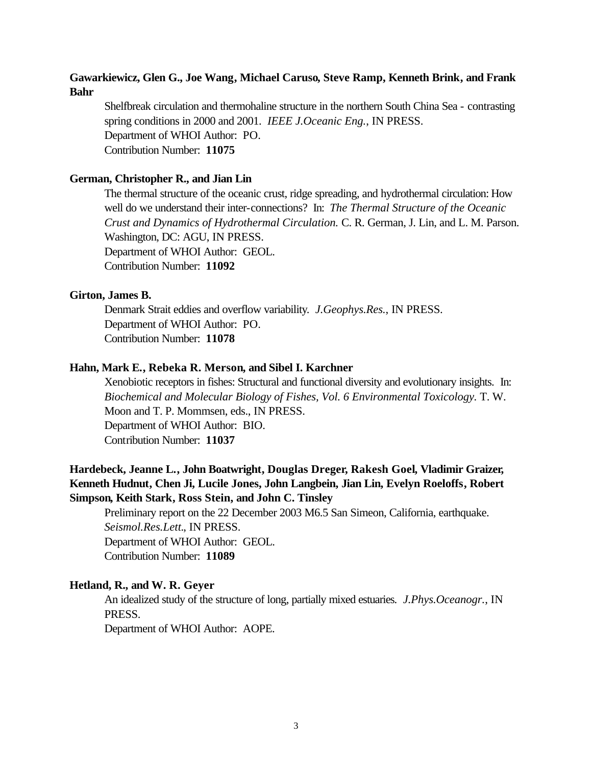**Gawarkiewicz, Glen G., Joe Wang, Michael Caruso, Steve Ramp, Kenneth Brink, and Frank Bahr**

Shelfbreak circulation and thermohaline structure in the northern South China Sea - contrasting spring conditions in 2000 and 2001. *IEEE J.Oceanic Eng.*, IN PRESS.
Department of WHOI Author: PO.
Contribution Number: **11075**

**German, Christopher R., and Jian Lin**

The thermal structure of the oceanic crust, ridge spreading, and hydrothermal circulation: How well do we understand their inter-connections? In: *The Thermal Structure of the Oceanic Crust and Dynamics of Hydrothermal Circulation.* C. R. German, J. Lin, and L. M. Parson. Washington, DC: AGU, IN PRESS.
Department of WHOI Author: GEOL.
Contribution Number: **11092**

**Girton, James B.**

Denmark Strait eddies and overflow variability. *J.Geophys.Res.*, IN PRESS.
Department of WHOI Author: PO.
Contribution Number: **11078**

**Hahn, Mark E., Rebeka R. Merson, and Sibel I. Karchner**

Xenobiotic receptors in fishes: Structural and functional diversity and evolutionary insights. In: *Biochemical and Molecular Biology of Fishes, Vol. 6 Environmental Toxicology.* T. W. Moon and T. P. Mommsen, eds., IN PRESS.
Department of WHOI Author: BIO.
Contribution Number: **11037**

**Hardebeck, Jeanne L., John Boatwright, Douglas Dreger, Rakesh Goel, Vladimir Graizer, Kenneth Hudnut, Chen Ji, Lucile Jones, John Langbein, Jian Lin, Evelyn Roeloffs, Robert Simpson, Keith Stark, Ross Stein, and John C. Tinsley**

Preliminary report on the 22 December 2003 M6.5 San Simeon, California, earthquake. *Seismol.Res.Lett.*, IN PRESS.
Department of WHOI Author: GEOL.
Contribution Number: **11089**

**Hetland, R., and W. R. Geyer**

An idealized study of the structure of long, partially mixed estuaries. *J.Phys.Oceanogr.*, IN PRESS.
Department of WHOI Author: AOPE.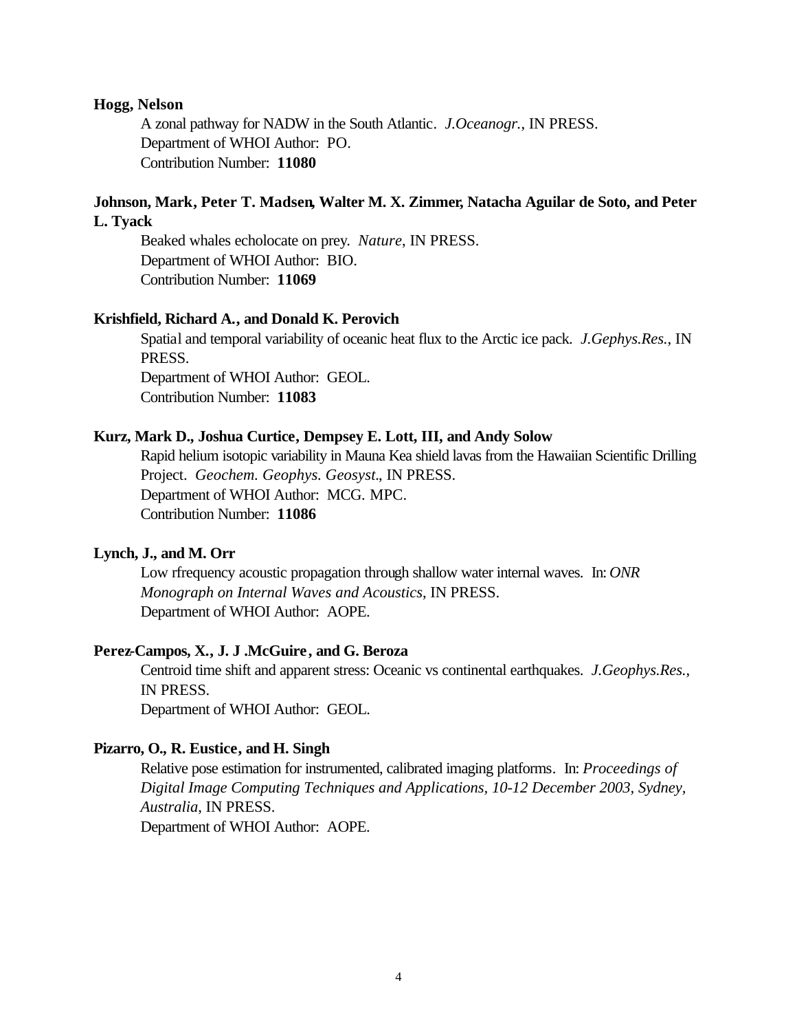**Hogg, Nelson**

A zonal pathway for NADW in the South Atlantic. *J.Oceanogr.*, IN PRESS.
Department of WHOI Author: PO.
Contribution Number: **11080**

**Johnson, Mark, Peter T. Madsen, Walter M. X. Zimmer, Natacha Aguilar de Soto, and Peter L. Tyack**

Beaked whales echolocate on prey. *Nature*, IN PRESS.
Department of WHOI Author: BIO.
Contribution Number: **11069**

**Krishfield, Richard A., and Donald K. Perovich**

Spatial and temporal variability of oceanic heat flux to the Arctic ice pack. *J.Gephys.Res.*, IN PRESS.
Department of WHOI Author: GEOL.
Contribution Number: **11083**

**Kurz, Mark D., Joshua Curtice, Dempsey E. Lott, III, and Andy Solow**

Rapid helium isotopic variability in Mauna Kea shield lavas from the Hawaiian Scientific Drilling Project. *Geochem. Geophys. Geosyst.*, IN PRESS.
Department of WHOI Author: MCG. MPC.
Contribution Number: **11086**

**Lynch, J., and M. Orr**

Low rfrequency acoustic propagation through shallow water internal waves. In: *ONR Monograph on Internal Waves and Acoustics*, IN PRESS.
Department of WHOI Author: AOPE.

**Perez-Campos, X., J. J .McGuire, and G. Beroza**

Centroid time shift and apparent stress: Oceanic vs continental earthquakes. *J.Geophys.Res.*, IN PRESS.
Department of WHOI Author: GEOL.

**Pizarro, O., R. Eustice, and H. Singh**

Relative pose estimation for instrumented, calibrated imaging platforms. In: *Proceedings of Digital Image Computing Techniques and Applications, 10-12 December 2003, Sydney, Australia*, IN PRESS.
Department of WHOI Author: AOPE.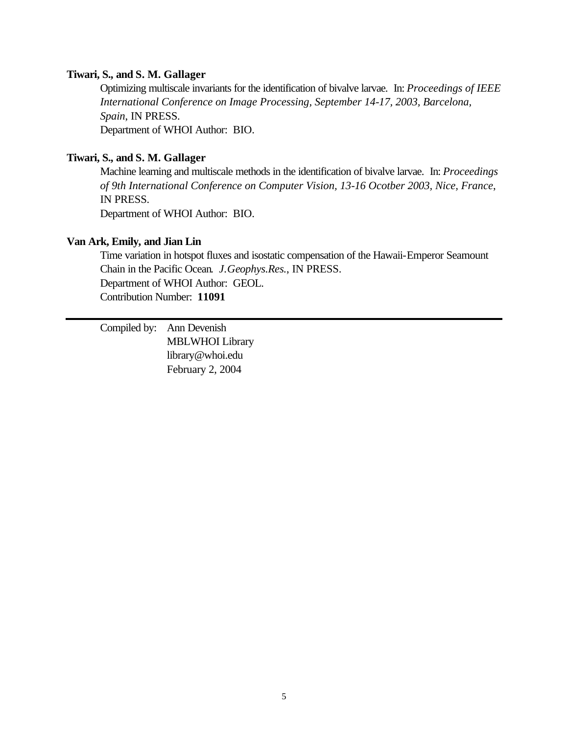**Tiwari, S., and S. M. Gallager**

Optimizing multiscale invariants for the identification of bivalve larvae. In: *Proceedings of IEEE International Conference on Image Processing, September 14-17, 2003, Barcelona, Spain*, IN PRESS.
Department of WHOI Author: BIO.

**Tiwari, S., and S. M. Gallager**

Machine learning and multiscale methods in the identification of bivalve larvae. In: *Proceedings of 9th International Conference on Computer Vision, 13-16 Ocotber 2003, Nice, France*, IN PRESS.
Department of WHOI Author: BIO.

**Van Ark, Emily, and Jian Lin**

Time variation in hotspot fluxes and isostatic compensation of the Hawaii-Emperor Seamount Chain in the Pacific Ocean. *J.Geophys.Res.*, IN PRESS.
Department of WHOI Author: GEOL.
Contribution Number: **11091**

---

Compiled by: Ann Devenish
MBLWHOI Library
library@whoi.edu
February 2, 2004